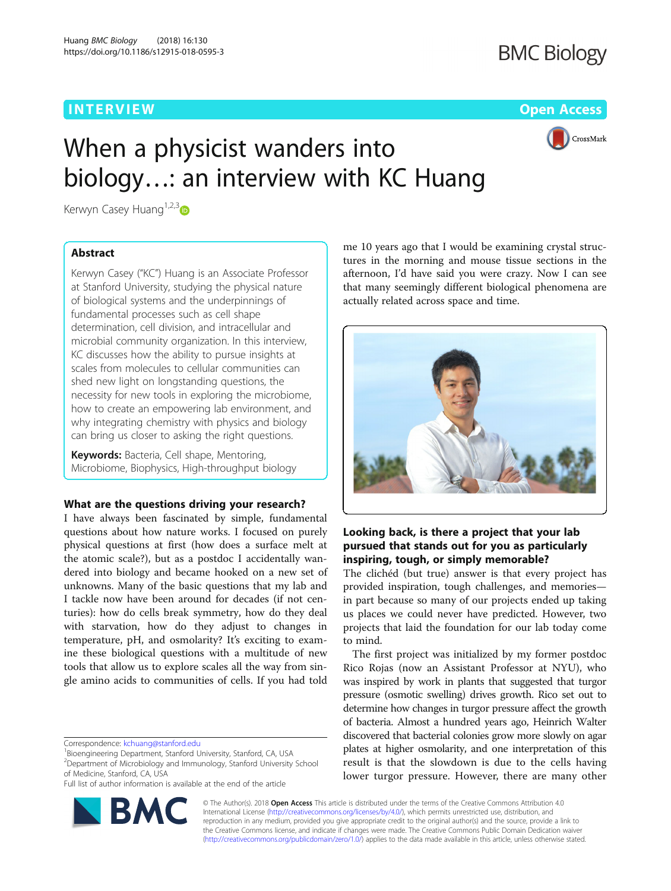# When a physicist wanders into biology…: an interview with KC Huang

Kerwyn Casey Huang[1,2,3]

## Abstract

Kerwyn Casey ("KC") Huang is an Associate Professor at Stanford University, studying the physical nature of biological systems and the underpinnings of fundamental processes such as cell shape determination, cell division, and intracellular and microbial community organization. In this interview, KC discusses how the ability to pursue insights at scales from molecules to cellular communities can shed new light on longstanding questions, the necessity for new tools in exploring the microbiome, how to create an empowering lab environment, and why integrating chemistry with physics and biology can bring us closer to asking the right questions.

**Keywords:** Bacteria, Cell shape, Mentoring, Microbiome, Biophysics, High-throughput biology

### What are the questions driving your research?

I have always been fascinated by simple, fundamental questions about how nature works. I focused on purely physical questions at first (how does a surface melt at the atomic scale?), but as a postdoc I accidentally wandered into biology and became hooked on a new set of unknowns. Many of the basic questions that my lab and I tackle now have been around for decades (if not centuries): how do cells break symmetry, how do they deal with starvation, how do they adjust to changes in temperature, pH, and osmolarity? It's exciting to examine these biological questions with a multitude of new tools that allow us to explore scales all the way from single amino acids to communities of cells. If you had told me 10 years ago that I would be examining crystal structures in the morning and mouse tissue sections in the afternoon, I'd have said you were crazy. Now I can see that many seemingly different biological phenomena are actually related across space and time.

### Looking back, is there a project that your lab pursued that stands out for you as particularly inspiring, tough, or simply memorable?

The clichéd (but true) answer is that every project has provided inspiration, tough challenges, and memories—in part because so many of our projects ended up taking us places we could never have predicted. However, two projects that laid the foundation for our lab today come to mind.

The first project was initialized by my former postdoc Rico Rojas (now an Assistant Professor at NYU), who was inspired by work in plants that suggested that turgor pressure (osmotic swelling) drives growth. Rico set out to determine how changes in turgor pressure affect the growth of bacteria. Almost a hundred years ago, Heinrich Walter discovered that bacterial colonies grow more slowly on agar plates at higher osmolarity, and one interpretation of this result is that the slowdown is due to the cells having lower turgor pressure. However, there are many other

Correspondence: kchuang@stanford.edu

[1]Bioengineering Department, Stanford University, Stanford, CA, USA

[2]Department of Microbiology and Immunology, Stanford University School of Medicine, Stanford, CA, USA

Full list of author information is available at the end of the article

© The Author(s). 2018 **Open Access** This article is distributed under the terms of the Creative Commons Attribution 4.0 International License (http://creativecommons.org/licenses/by/4.0/), which permits unrestricted use, distribution, and reproduction in any medium, provided you give appropriate credit to the original author(s) and the source, provide a link to the Creative Commons license, and indicate if changes were made. The Creative Commons Public Domain Dedication waiver (http://creativecommons.org/publicdomain/zero/1.0/) applies to the data made available in this article, unless otherwise stated.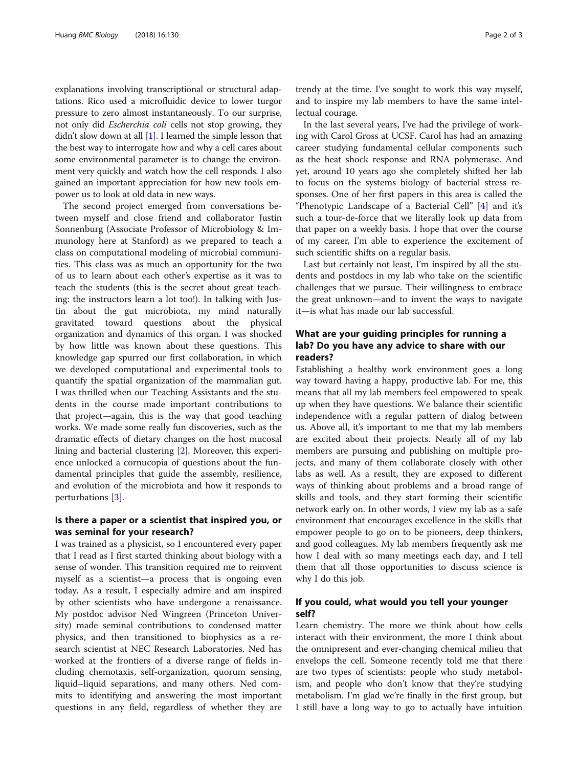explanations involving transcriptional or structural adaptations. Rico used a microfluidic device to lower turgor pressure to zero almost instantaneously. To our surprise, not only did *Escherchia coli* cells not stop growing, they didn't slow down at all [1]. I learned the simple lesson that the best way to interrogate how and why a cell cares about some environmental parameter is to change the environment very quickly and watch how the cell responds. I also gained an important appreciation for how new tools empower us to look at old data in new ways.

The second project emerged from conversations between myself and close friend and collaborator Justin Sonnenburg (Associate Professor of Microbiology & Immunology here at Stanford) as we prepared to teach a class on computational modeling of microbial communities. This class was as much an opportunity for the two of us to learn about each other's expertise as it was to teach the students (this is the secret about great teaching: the instructors learn a lot too!). In talking with Justin about the gut microbiota, my mind naturally gravitated toward questions about the physical organization and dynamics of this organ. I was shocked by how little was known about these questions. This knowledge gap spurred our first collaboration, in which we developed computational and experimental tools to quantify the spatial organization of the mammalian gut. I was thrilled when our Teaching Assistants and the students in the course made important contributions to that project—again, this is the way that good teaching works. We made some really fun discoveries, such as the dramatic effects of dietary changes on the host mucosal lining and bacterial clustering [2]. Moreover, this experience unlocked a cornucopia of questions about the fundamental principles that guide the assembly, resilience, and evolution of the microbiota and how it responds to perturbations [3].

## Is there a paper or a scientist that inspired you, or was seminal for your research?

I was trained as a physicist, so I encountered every paper that I read as I first started thinking about biology with a sense of wonder. This transition required me to reinvent myself as a scientist—a process that is ongoing even today. As a result, I especially admire and am inspired by other scientists who have undergone a renaissance. My postdoc advisor Ned Wingreen (Princeton University) made seminal contributions to condensed matter physics, and then transitioned to biophysics as a research scientist at NEC Research Laboratories. Ned has worked at the frontiers of a diverse range of fields including chemotaxis, self-organization, quorum sensing, liquid–liquid separations, and many others. Ned commits to identifying and answering the most important questions in any field, regardless of whether they are trendy at the time. I've sought to work this way myself, and to inspire my lab members to have the same intellectual courage.

In the last several years, I've had the privilege of working with Carol Gross at UCSF. Carol has had an amazing career studying fundamental cellular components such as the heat shock response and RNA polymerase. And yet, around 10 years ago she completely shifted her lab to focus on the systems biology of bacterial stress responses. One of her first papers in this area is called the "Phenotypic Landscape of a Bacterial Cell" [4] and it's such a tour-de-force that we literally look up data from that paper on a weekly basis. I hope that over the course of my career, I'm able to experience the excitement of such scientific shifts on a regular basis.

Last but certainly not least, I'm inspired by all the students and postdocs in my lab who take on the scientific challenges that we pursue. Their willingness to embrace the great unknown—and to invent the ways to navigate it—is what has made our lab successful.

## What are your guiding principles for running a lab? Do you have any advice to share with our readers?

Establishing a healthy work environment goes a long way toward having a happy, productive lab. For me, this means that all my lab members feel empowered to speak up when they have questions. We balance their scientific independence with a regular pattern of dialog between us. Above all, it's important to me that my lab members are excited about their projects. Nearly all of my lab members are pursuing and publishing on multiple projects, and many of them collaborate closely with other labs as well. As a result, they are exposed to different ways of thinking about problems and a broad range of skills and tools, and they start forming their scientific network early on. In other words, I view my lab as a safe environment that encourages excellence in the skills that empower people to go on to be pioneers, deep thinkers, and good colleagues. My lab members frequently ask me how I deal with so many meetings each day, and I tell them that all those opportunities to discuss science is why I do this job.

## If you could, what would you tell your younger self?

Learn chemistry. The more we think about how cells interact with their environment, the more I think about the omnipresent and ever-changing chemical milieu that envelops the cell. Someone recently told me that there are two types of scientists: people who study metabolism, and people who don't know that they're studying metabolism. I'm glad we're finally in the first group, but I still have a long way to go to actually have intuition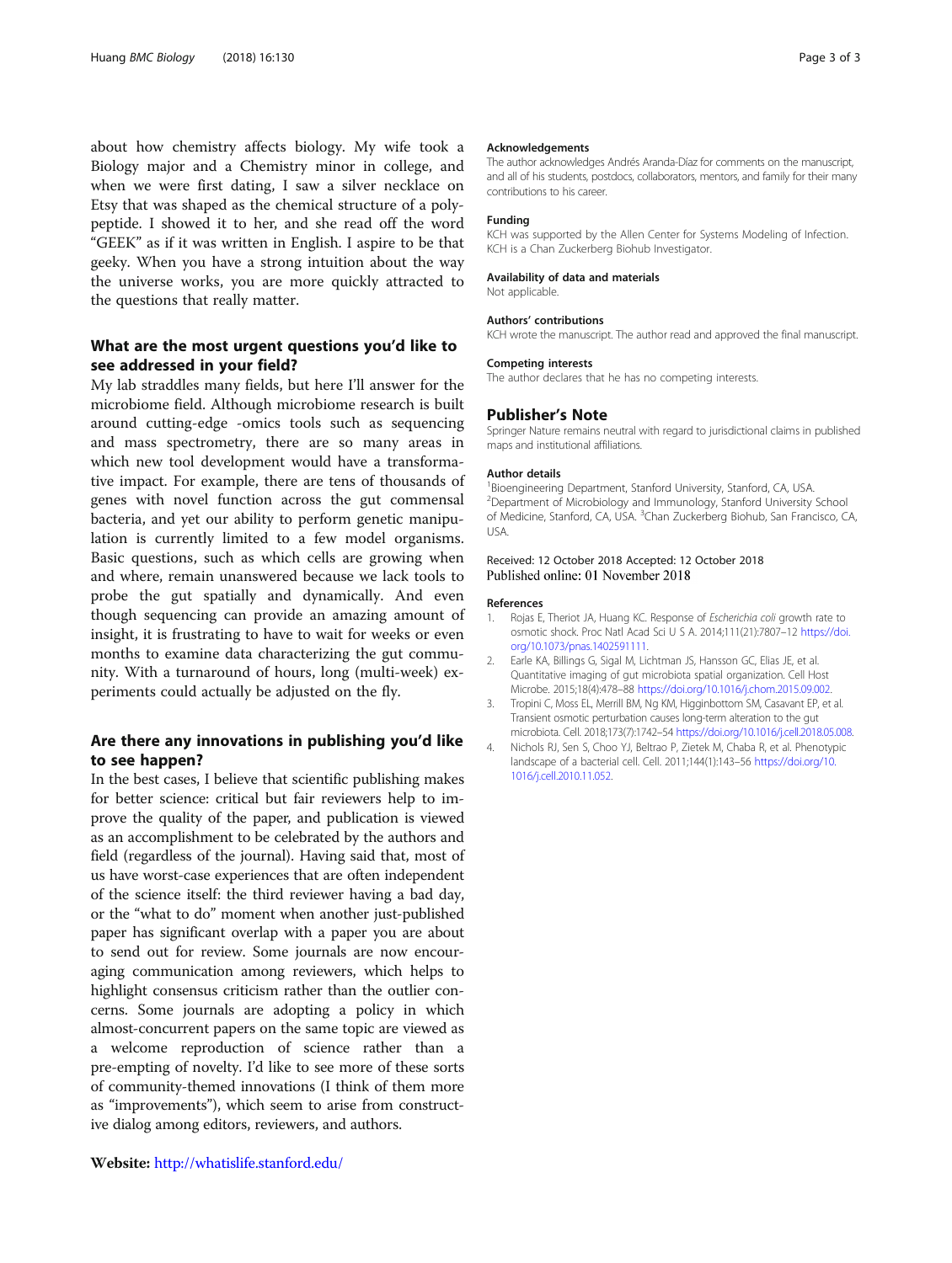about how chemistry affects biology. My wife took a Biology major and a Chemistry minor in college, and when we were first dating, I saw a silver necklace on Etsy that was shaped as the chemical structure of a polypeptide. I showed it to her, and she read off the word "GEEK" as if it was written in English. I aspire to be that geeky. When you have a strong intuition about the way the universe works, you are more quickly attracted to the questions that really matter.

## What are the most urgent questions you'd like to see addressed in your field?

My lab straddles many fields, but here I'll answer for the microbiome field. Although microbiome research is built around cutting-edge -omics tools such as sequencing and mass spectrometry, there are so many areas in which new tool development would have a transformative impact. For example, there are tens of thousands of genes with novel function across the gut commensal bacteria, and yet our ability to perform genetic manipulation is currently limited to a few model organisms. Basic questions, such as which cells are growing when and where, remain unanswered because we lack tools to probe the gut spatially and dynamically. And even though sequencing can provide an amazing amount of insight, it is frustrating to have to wait for weeks or even months to examine data characterizing the gut community. With a turnaround of hours, long (multi-week) experiments could actually be adjusted on the fly.

## Are there any innovations in publishing you'd like to see happen?

In the best cases, I believe that scientific publishing makes for better science: critical but fair reviewers help to improve the quality of the paper, and publication is viewed as an accomplishment to be celebrated by the authors and field (regardless of the journal). Having said that, most of us have worst-case experiences that are often independent of the science itself: the third reviewer having a bad day, or the "what to do" moment when another just-published paper has significant overlap with a paper you are about to send out for review. Some journals are now encouraging communication among reviewers, which helps to highlight consensus criticism rather than the outlier concerns. Some journals are adopting a policy in which almost-concurrent papers on the same topic are viewed as a welcome reproduction of science rather than a pre-empting of novelty. I'd like to see more of these sorts of community-themed innovations (I think of them more as "improvements"), which seem to arise from constructive dialog among editors, reviewers, and authors.

**Website:** http://whatislife.stanford.edu/

### Acknowledgements

The author acknowledges Andrés Aranda-Díaz for comments on the manuscript, and all of his students, postdocs, collaborators, mentors, and family for their many contributions to his career.

### Funding

KCH was supported by the Allen Center for Systems Modeling of Infection. KCH is a Chan Zuckerberg Biohub Investigator.

### Availability of data and materials

Not applicable.

### Authors' contributions

KCH wrote the manuscript. The author read and approved the final manuscript.

### Competing interests

The author declares that he has no competing interests.

## Publisher's Note

Springer Nature remains neutral with regard to jurisdictional claims in published maps and institutional affiliations.

### Author details

[1]Bioengineering Department, Stanford University, Stanford, CA, USA. [2]Department of Microbiology and Immunology, Stanford University School of Medicine, Stanford, CA, USA. [3]Chan Zuckerberg Biohub, San Francisco, CA, USA.

Received: 12 October 2018 Accepted: 12 October 2018
Published online: 01 November 2018

### References

1. Rojas E, Theriot JA, Huang KC. Response of *Escherichia coli* growth rate to osmotic shock. Proc Natl Acad Sci U S A. 2014;111(21):7807–12 https://doi.org/10.1073/pnas.1402591111.
2. Earle KA, Billings G, Sigal M, Lichtman JS, Hansson GC, Elias JE, et al. Quantitative imaging of gut microbiota spatial organization. Cell Host Microbe. 2015;18(4):478–88 https://doi.org/10.1016/j.chom.2015.09.002.
3. Tropini C, Moss EL, Merrill BM, Ng KM, Higginbottom SM, Casavant EP, et al. Transient osmotic perturbation causes long-term alteration to the gut microbiota. Cell. 2018;173(7):1742–54 https://doi.org/10.1016/j.cell.2018.05.008.
4. Nichols RJ, Sen S, Choo YJ, Beltrao P, Zietek M, Chaba R, et al. Phenotypic landscape of a bacterial cell. Cell. 2011;144(1):143–56 https://doi.org/10.1016/j.cell.2010.11.052.